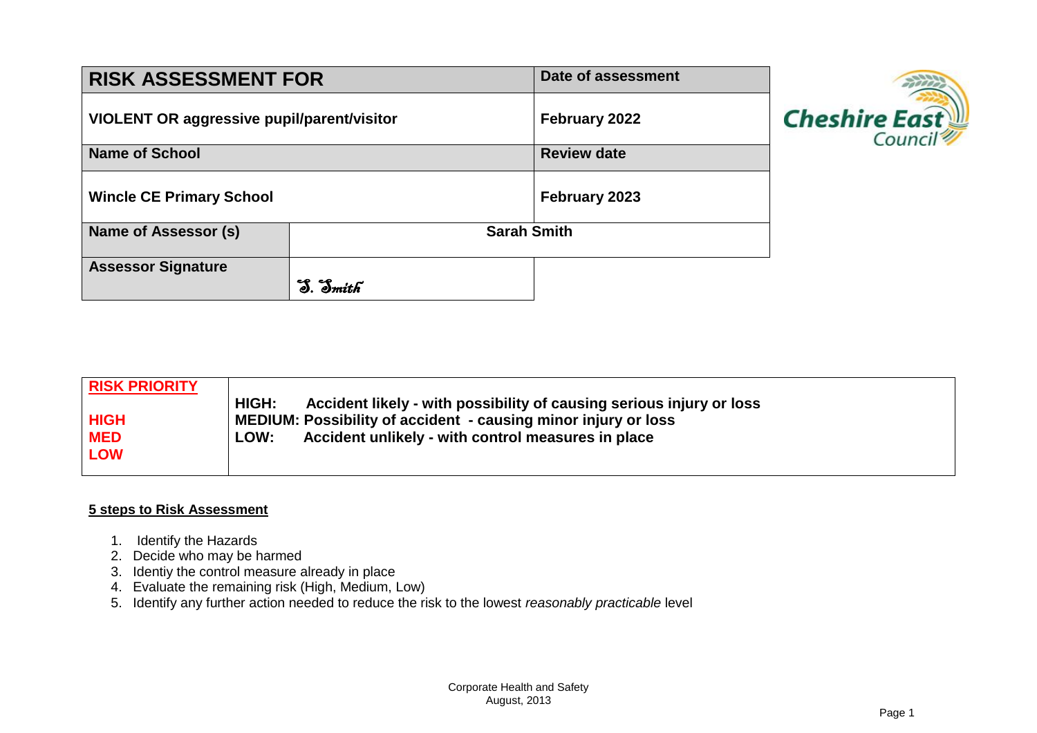| **RISK ASSESSMENT FOR** | | **Date of assessment** |
|---|---|---|
| **VIOLENT OR aggressive pupil/parent/visitor** | | **February 2022** |
| **Name of School** | | **Review date** |
| **Wincle CE Primary School** | | **February 2023** |
| **Name of Assessor (s)** | **Sarah Smith** | |
| **Assessor Signature** | S. Smith | |

Cheshire East Council

| **RISK PRIORITY** | |
|---|---|
| **HIGH** | **HIGH: Accident likely - with possibility of causing serious injury or loss** |
| **MED** | **MEDIUM: Possibility of accident - causing minor injury or loss** |
| **LOW** | **LOW: Accident unlikely - with control measures in place** |

**5 steps to Risk Assessment**

1. Identify the Hazards
2. Decide who may be harmed
3. Identiy the control measure already in place
4. Evaluate the remaining risk (High, Medium, Low)
5. Identify any further action needed to reduce the risk to the lowest *reasonably practicable* level

Corporate Health and Safety
August, 2013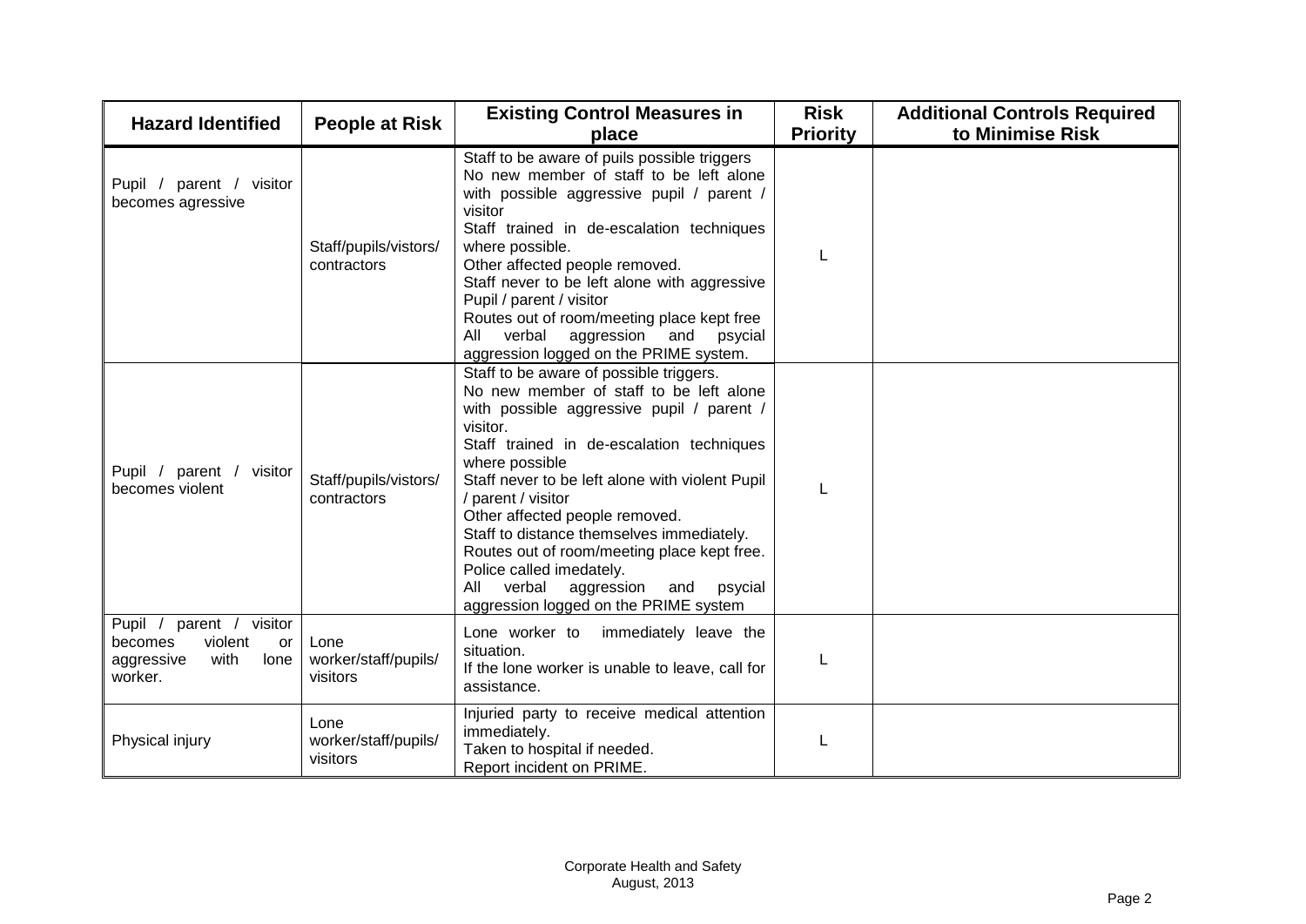| Hazard Identified | People at Risk | Existing Control Measures in place | Risk Priority | Additional Controls Required to Minimise Risk |
|---|---|---|---|---|
| Pupil / parent / visitor becomes agressive | Staff/pupils/vistors/ contractors | Staff to be aware of puils possible triggers<br>No new member of staff to be left alone with possible aggressive pupil / parent / visitor<br>Staff trained in de-escalation techniques where possible.<br>Other affected people removed.<br>Staff never to be left alone with aggressive Pupil / parent / visitor<br>Routes out of room/meeting place kept free<br>All verbal aggression and psycial aggression logged on the PRIME system. | L | |
| Pupil / parent / visitor becomes violent | Staff/pupils/vistors/ contractors | Staff to be aware of possible triggers.<br>No new member of staff to be left alone with possible aggressive pupil / parent / visitor.<br>Staff trained in de-escalation techniques where possible<br>Staff never to be left alone with violent Pupil / parent / visitor<br>Other affected people removed.<br>Staff to distance themselves immediately.<br>Routes out of room/meeting place kept free.<br>Police called imedately.<br>All verbal aggression and psycial aggression logged on the PRIME system | L | |
| Pupil / parent / visitor becomes violent or aggressive with lone worker. | Lone worker/staff/pupils/ visitors | Lone worker to immediately leave the situation.<br>If the lone worker is unable to leave, call for assistance. | L | |
| Physical injury | Lone worker/staff/pupils/ visitors | Injuried party to receive medical attention immediately.<br>Taken to hospital if needed.<br>Report incident on PRIME. | L | |

Corporate Health and Safety
August, 2013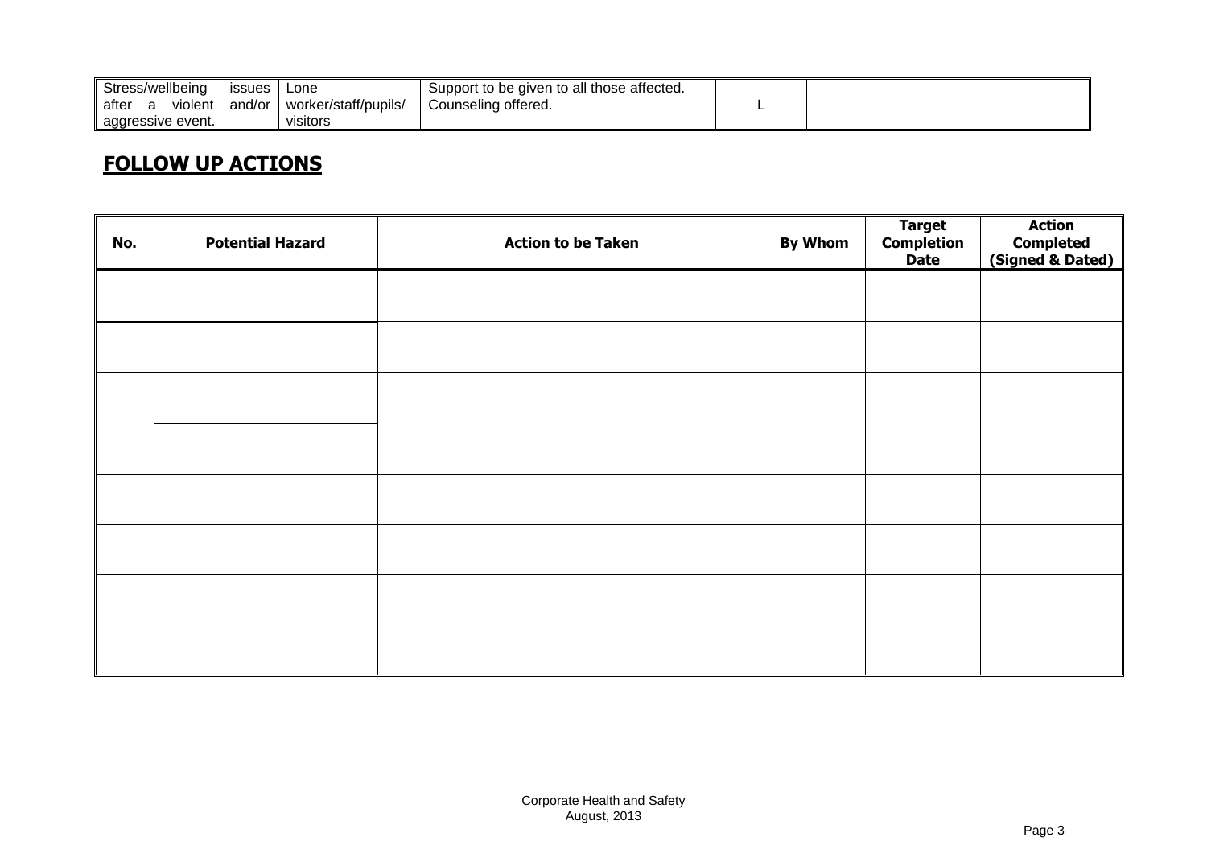| | | | | |
|---|---|---|---|---|
| Stress/wellbeing issues after a violent and/or aggressive event. | Lone worker/staff/pupils/ visitors | Support to be given to all those affected. Counseling offered. | L | |

## FOLLOW UP ACTIONS

| No. | Potential Hazard | Action to be Taken | By Whom | Target Completion Date | Action Completed (Signed & Dated) |
|---|---|---|---|---|---|
| | | | | | |
| | | | | | |
| | | | | | |
| | | | | | |
| | | | | | |
| | | | | | |
| | | | | | |
| | | | | | |

Corporate Health and Safety
August, 2013